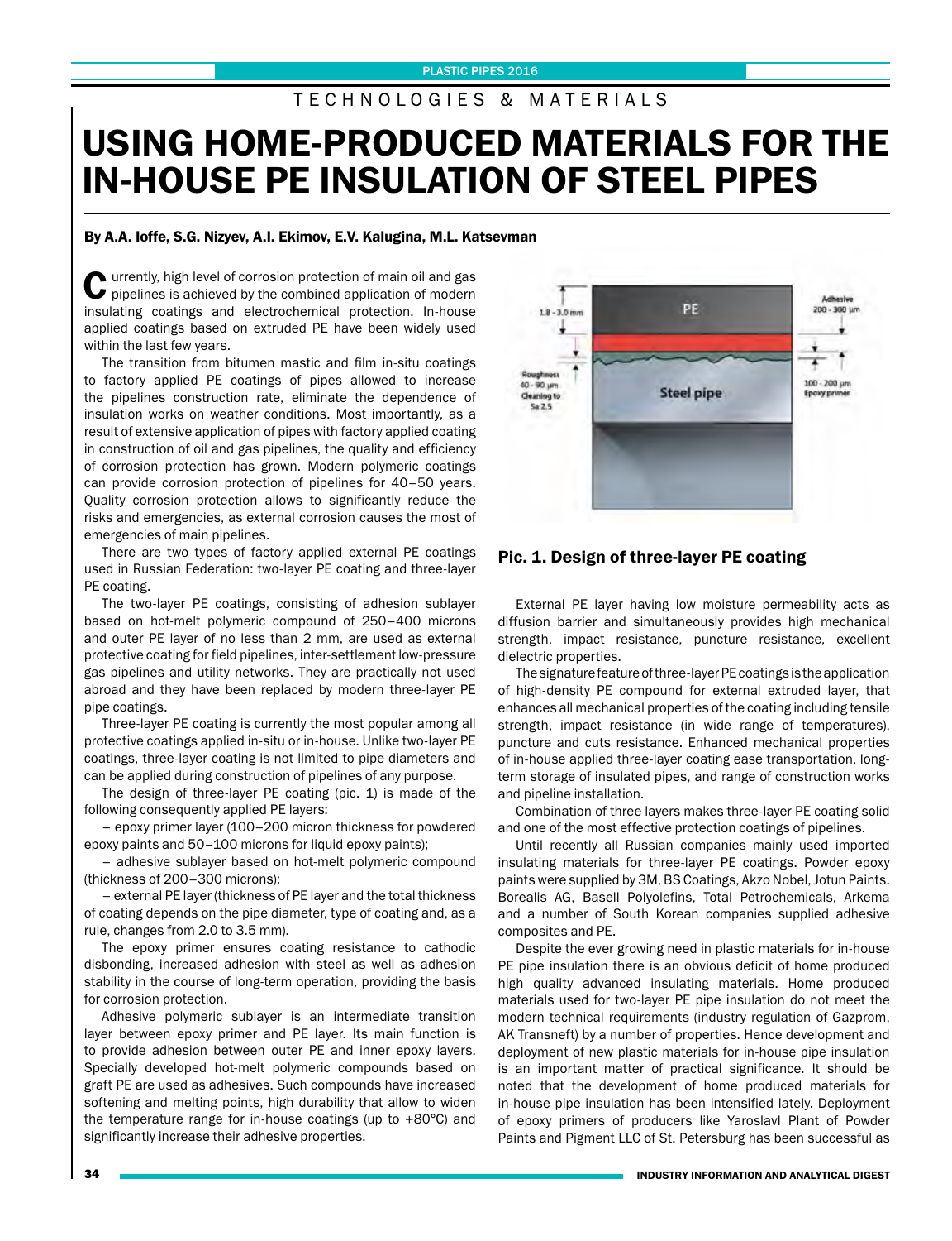TECHNOLOGIES & MATERIALS

# USING HOME-PRODUCED MATERIALS FOR THE IN-HOUSE PE INSULATION OF STEEL PIPES

**By A.A. Ioffe, S.G. Nizyev, A.I. Ekimov, E.V. Kalugina, M.L. Katsevman**

Currently, high level of corrosion protection of main oil and gas pipelines is achieved by the combined application of modern insulating coatings and electrochemical protection. In-house applied coatings based on extruded PE have been widely used within the last few years.

The transition from bitumen mastic and film in-situ coatings to factory applied PE coatings of pipes allowed to increase the pipelines construction rate, eliminate the dependence of insulation works on weather conditions. Most importantly, as a result of extensive application of pipes with factory applied coating in construction of oil and gas pipelines, the quality and efficiency of corrosion protection has grown. Modern polymeric coatings can provide corrosion protection of pipelines for 40–50 years. Quality corrosion protection allows to significantly reduce the risks and emergencies, as external corrosion causes the most of emergencies of main pipelines.

There are two types of factory applied external PE coatings used in Russian Federation: two-layer PE coating and three-layer PE coating.

The two-layer PE coatings, consisting of adhesion sublayer based on hot-melt polymeric compound of 250–400 microns and outer PE layer of no less than 2 mm, are used as external protective coating for field pipelines, inter-settlement low-pressure gas pipelines and utility networks. They are practically not used abroad and they have been replaced by modern three-layer PE pipe coatings.

Three-layer PE coating is currently the most popular among all protective coatings applied in-situ or in-house. Unlike two-layer PE coatings, three-layer coating is not limited to pipe diameters and can be applied during construction of pipelines of any purpose.

The design of three-layer PE coating (pic. 1) is made of the following consequently applied PE layers:

– epoxy primer layer (100–200 micron thickness for powdered epoxy paints and 50–100 microns for liquid epoxy paints);

– adhesive sublayer based on hot-melt polymeric compound (thickness of 200–300 microns);

– external PE layer (thickness of PE layer and the total thickness of coating depends on the pipe diameter, type of coating and, as a rule, changes from 2.0 to 3.5 mm).

The epoxy primer ensures coating resistance to cathodic disbonding, increased adhesion with steel as well as adhesion stability in the course of long-term operation, providing the basis for corrosion protection.

Adhesive polymeric sublayer is an intermediate transition layer between epoxy primer and PE layer. Its main function is to provide adhesion between outer PE and inner epoxy layers. Specially developed hot-melt polymeric compounds based on graft PE are used as adhesives. Such compounds have increased softening and melting points, high durability that allow to widen the temperature range for in-house coatings (up to +80°C) and significantly increase their adhesive properties.

PE | 1.8 - 3.0 mm | Adhesive 200 - 300 µm | Roughness 40 - 90 µm Cleaning to Sa 2.5 | Steel pipe | 100 - 200 µm Epoxy primer

**Pic. 1. Design of three-layer PE coating**

External PE layer having low moisture permeability acts as diffusion barrier and simultaneously provides high mechanical strength, impact resistance, puncture resistance, excellent dielectric properties.

The signature feature of three-layer PE coatings is the application of high-density PE compound for external extruded layer, that enhances all mechanical properties of the coating including tensile strength, impact resistance (in wide range of temperatures), puncture and cuts resistance. Enhanced mechanical properties of in-house applied three-layer coating ease transportation, long-term storage of insulated pipes, and range of construction works and pipeline installation.

Combination of three layers makes three-layer PE coating solid and one of the most effective protection coatings of pipelines.

Until recently all Russian companies mainly used imported insulating materials for three-layer PE coatings. Powder epoxy paints were supplied by 3M, BS Coatings, Akzo Nobel, Jotun Paints. Borealis AG, Basell Polyolefins, Total Petrochemicals, Arkema and a number of South Korean companies supplied adhesive composites and PE.

Despite the ever growing need in plastic materials for in-house PE pipe insulation there is an obvious deficit of home produced high quality advanced insulating materials. Home produced materials used for two-layer PE pipe insulation do not meet the modern technical requirements (industry regulation of Gazprom, AK Transneft) by a number of properties. Hence development and deployment of new plastic materials for in-house pipe insulation is an important matter of practical significance. It should be noted that the development of home produced materials for in-house pipe insulation has been intensified lately. Deployment of epoxy primers of producers like Yaroslavl Plant of Powder Paints and Pigment LLC of St. Petersburg has been successful as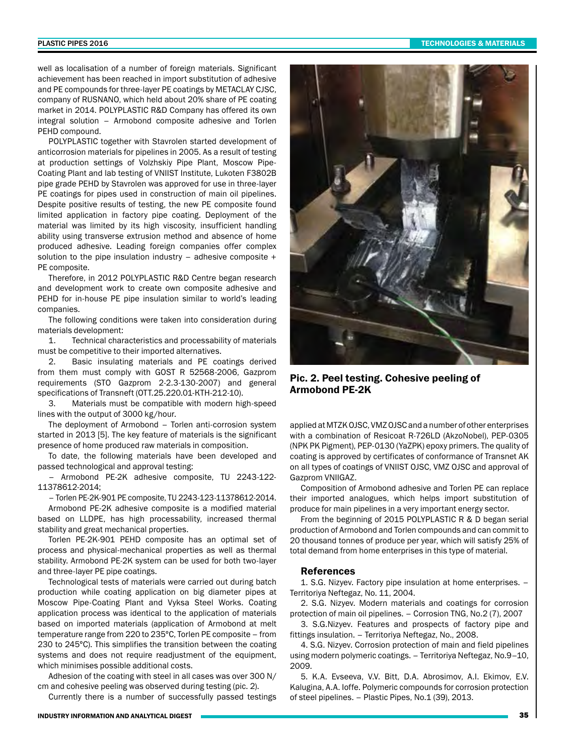well as localisation of a number of foreign materials. Significant achievement has been reached in import substitution of adhesive and PE compounds for three-layer PE coatings by METACLAY CJSC, company of RUSNANO, which held about 20% share of PE coating market in 2014. POLYPLASTIC R&D Company has offered its own integral solution – Armobond composite adhesive and Torlen PEHD compound.

POLYPLASTIC together with Stavrolen started development of anticorrosion materials for pipelines in 2005. As a result of testing at production settings of Volzhskiy Pipe Plant, Moscow Pipe-Coating Plant and lab testing of VNIIST Institute, Lukoten F3802B pipe grade PEHD by Stavrolen was approved for use in three-layer PE coatings for pipes used in construction of main oil pipelines. Despite positive results of testing, the new PE composite found limited application in factory pipe coating. Deployment of the material was limited by its high viscosity, insufficient handling ability using transverse extrusion method and absence of home produced adhesive. Leading foreign companies offer complex solution to the pipe insulation industry – adhesive composite + PE composite.

Therefore, in 2012 POLYPLASTIC R&D Centre began research and development work to create own composite adhesive and PEHD for in-house PE pipe insulation similar to world's leading companies.

The following conditions were taken into consideration during materials development:

1. Technical characteristics and processability of materials must be competitive to their imported alternatives.
2. Basic insulating materials and PE coatings derived from them must comply with GOST R 52568-2006, Gazprom requirements (STO Gazprom 2-2.3-130-2007) and general specifications of Transneft (OTT.25.220.01-KTH-212-10).
3. Materials must be compatible with modern high-speed lines with the output of 3000 kg/hour.

The deployment of Armobond – Torlen anti-corrosion system started in 2013 [5]. The key feature of materials is the significant presence of home produced raw materials in composition.

To date, the following materials have been developed and passed technological and approval testing:

– Armobond PE-2K adhesive composite, TU 2243-122-11378612-2014;

– Torlen PE-2K-901 PE composite, TU 2243-123-11378612-2014.

Armobond PE-2K adhesive composite is a modified material based on LLDPE, has high processability, increased thermal stability and great mechanical properties.

Torlen PE-2K-901 PEHD composite has an optimal set of process and physical-mechanical properties as well as thermal stability. Armobond PE-2K system can be used for both two-layer and three-layer PE pipe coatings.

Technological tests of materials were carried out during batch production while coating application on big diameter pipes at Moscow Pipe-Coating Plant and Vyksa Steel Works. Coating application process was identical to the application of materials based on imported materials (application of Armobond at melt temperature range from 220 to 235°C, Torlen PE composite – from 230 to 245°C). This simplifies the transition between the coating systems and does not require readjustment of the equipment, which minimises possible additional costs.

Adhesion of the coating with steel in all cases was over 300 N/cm and cohesive peeling was observed during testing (pic. 2).

Currently there is a number of successfully passed testings applied at MTZK OJSC, VMZ OJSC and a number of other enterprises with a combination of Resicoat R-726LD (AkzoNobel), PEP-0305 (NPK PK Pigment), PEP-0130 (YaZPK) epoxy primers. The quality of coating is approved by certificates of conformance of Transnet AK on all types of coatings of VNIIST OJSC, VMZ OJSC and approval of Gazprom VNIIGAZ.

**Pic. 2. Peel testing. Cohesive peeling of Armobond PE-2K**

Composition of Armobond adhesive and Torlen PE can replace their imported analogues, which helps import substitution of produce for main pipelines in a very important energy sector.

From the beginning of 2015 POLYPLASTIC R & D began serial production of Armobond and Torlen compounds and can commit to 20 thousand tonnes of produce per year, which will satisfy 25% of total demand from home enterprises in this type of material.

## References

1. S.G. Nizyev. Factory pipe insulation at home enterprises. – Territoriya Neftegaz, No. 11, 2004.
2. S.G. Nizyev. Modern materials and coatings for corrosion protection of main oil pipelines. – Corrosion TNG, No.2 (7), 2007
3. S.G.Nizyev. Features and prospects of factory pipe and fittings insulation. – Territoriya Neftegaz, No., 2008.
4. S.G. Nizyev. Corrosion protection of main and field pipelines using modern polymeric coatings. – Territoriya Neftegaz, No.9–10, 2009.
5. K.A. Evseeva, V.V. Bitt, D.A. Abrosimov, A.I. Ekimov, E.V. Kalugina, A.A. Ioffe. Polymeric compounds for corrosion protection of steel pipelines. – Plastic Pipes, No.1 (39), 2013.